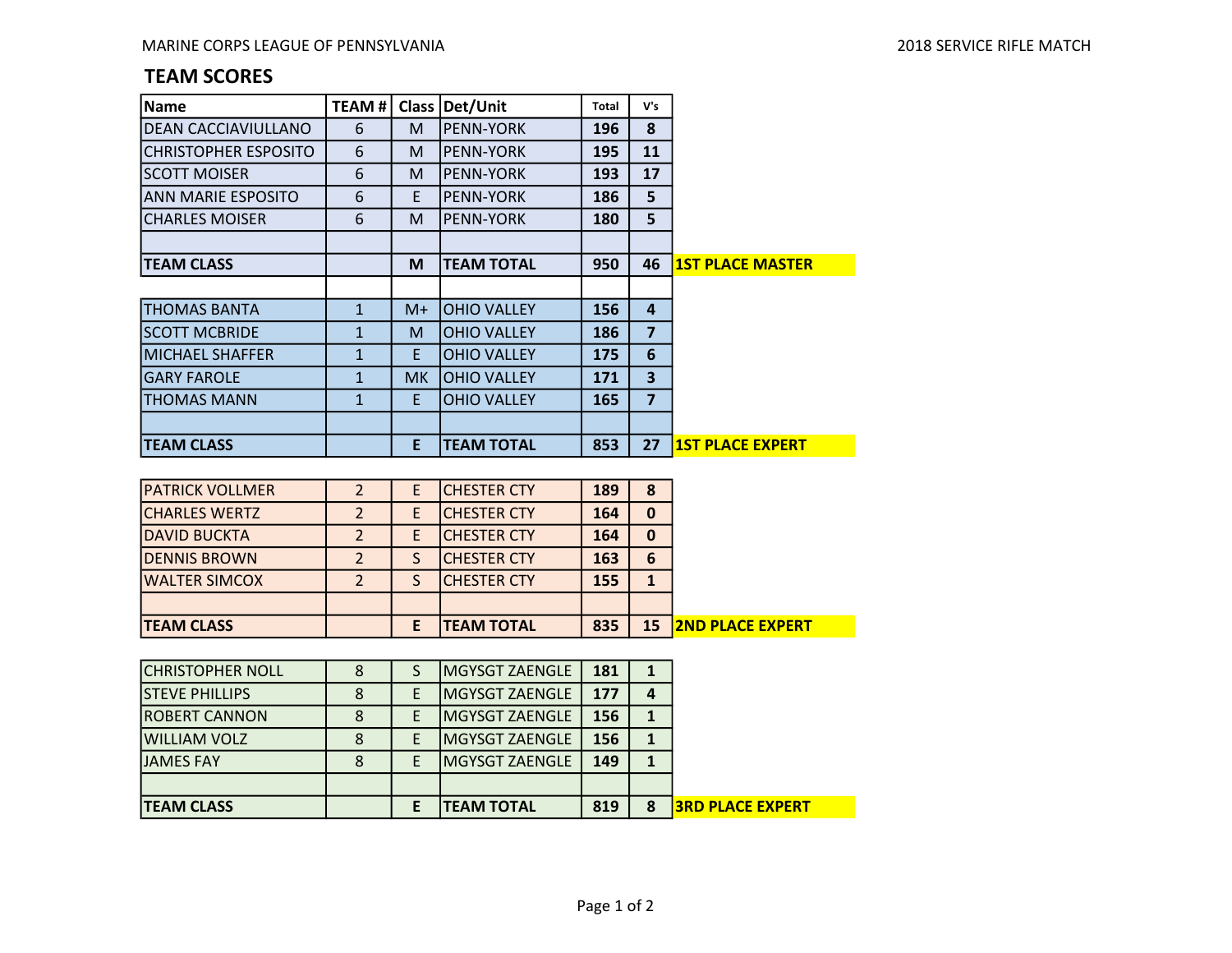MARINE CORPS LEAGUE OF PENNSYLVANIA

2018 SERVICE RIFLE MATCH

## TEAM SCORES

| Name | TEAM # | Class | Det/Unit | Total | V's | |
|---|---|---|---|---|---|---|
| DEAN CACCIAVIULLANO | 6 | M | PENN-YORK | 196 | 8 | |
| CHRISTOPHER ESPOSITO | 6 | M | PENN-YORK | 195 | 11 | |
| SCOTT MOISER | 6 | M | PENN-YORK | 193 | 17 | |
| ANN MARIE ESPOSITO | 6 | E | PENN-YORK | 186 | 5 | |
| CHARLES MOISER | 6 | M | PENN-YORK | 180 | 5 | |
| | | | | | | |
| **TEAM CLASS** | | **M** | **TEAM TOTAL** | **950** | **46** | **1ST PLACE MASTER** |
| | | | | | | |
| THOMAS BANTA | 1 | M+ | OHIO VALLEY | 156 | 4 | |
| SCOTT MCBRIDE | 1 | M | OHIO VALLEY | 186 | 7 | |
| MICHAEL SHAFFER | 1 | E | OHIO VALLEY | 175 | 6 | |
| GARY FAROLE | 1 | MK | OHIO VALLEY | 171 | 3 | |
| THOMAS MANN | 1 | E | OHIO VALLEY | 165 | 7 | |
| | | | | | | |
| **TEAM CLASS** | | **E** | **TEAM TOTAL** | **853** | **27** | **1ST PLACE EXPERT** |
| | | | | | | |
| PATRICK VOLLMER | 2 | E | CHESTER CTY | 189 | 8 | |
| CHARLES WERTZ | 2 | E | CHESTER CTY | 164 | 0 | |
| DAVID BUCKTA | 2 | E | CHESTER CTY | 164 | 0 | |
| DENNIS BROWN | 2 | S | CHESTER CTY | 163 | 6 | |
| WALTER SIMCOX | 2 | S | CHESTER CTY | 155 | 1 | |
| | | | | | | |
| **TEAM CLASS** | | **E** | **TEAM TOTAL** | **835** | **15** | **2ND PLACE EXPERT** |
| | | | | | | |
| CHRISTOPHER NOLL | 8 | S | MGYSGT ZAENGLE | 181 | 1 | |
| STEVE PHILLIPS | 8 | E | MGYSGT ZAENGLE | 177 | 4 | |
| ROBERT CANNON | 8 | E | MGYSGT ZAENGLE | 156 | 1 | |
| WILLIAM VOLZ | 8 | E | MGYSGT ZAENGLE | 156 | 1 | |
| JAMES FAY | 8 | E | MGYSGT ZAENGLE | 149 | 1 | |
| | | | | | | |
| **TEAM CLASS** | | **E** | **TEAM TOTAL** | **819** | **8** | **3RD PLACE EXPERT** |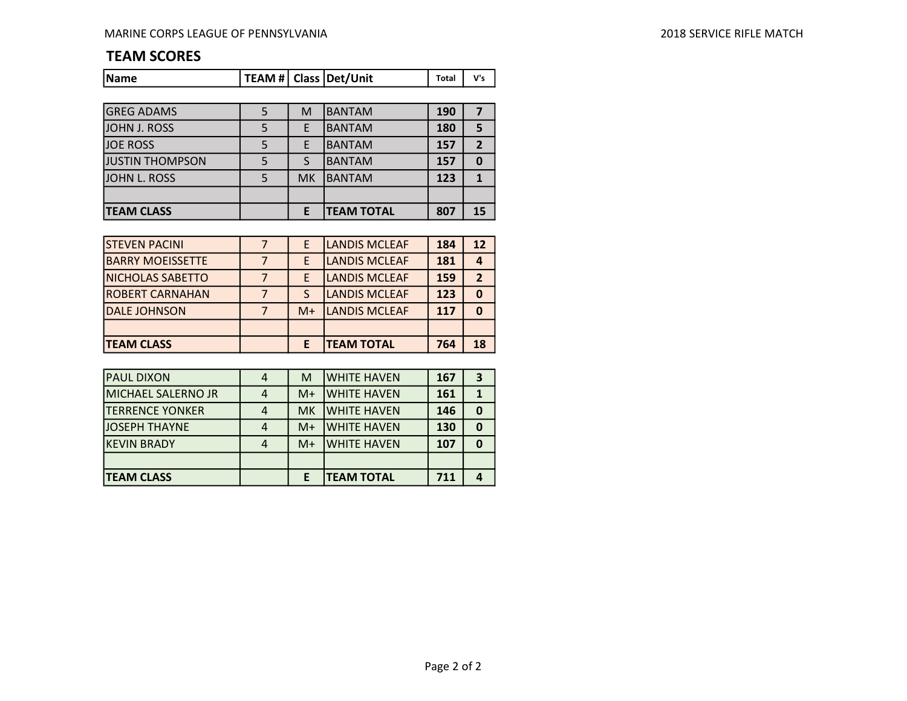## TEAM SCORES

| Name | TEAM # | Class | Det/Unit | Total | V's |
|---|---|---|---|---|---|
| GREG ADAMS | 5 | M | BANTAM | **190** | **7** |
| JOHN J. ROSS | 5 | E | BANTAM | **180** | **5** |
| JOE ROSS | 5 | E | BANTAM | **157** | **2** |
| JUSTIN THOMPSON | 5 | S | BANTAM | **157** | **0** |
| JOHN L. ROSS | 5 | MK | BANTAM | **123** | **1** |
| | | | | | |
| **TEAM CLASS** | | **E** | **TEAM TOTAL** | **807** | **15** |
| STEVEN PACINI | 7 | E | LANDIS MCLEAF | **184** | **12** |
| BARRY MOEISSETTE | 7 | E | LANDIS MCLEAF | **181** | **4** |
| NICHOLAS SABETTO | 7 | E | LANDIS MCLEAF | **159** | **2** |
| ROBERT CARNAHAN | 7 | S | LANDIS MCLEAF | **123** | **0** |
| DALE JOHNSON | 7 | M+ | LANDIS MCLEAF | **117** | **0** |
| | | | | | |
| **TEAM CLASS** | | **E** | **TEAM TOTAL** | **764** | **18** |
| PAUL DIXON | 4 | M | WHITE HAVEN | **167** | **3** |
| MICHAEL SALERNO JR | 4 | M+ | WHITE HAVEN | **161** | **1** |
| TERRENCE YONKER | 4 | MK | WHITE HAVEN | **146** | **0** |
| JOSEPH THAYNE | 4 | M+ | WHITE HAVEN | **130** | **0** |
| KEVIN BRADY | 4 | M+ | WHITE HAVEN | **107** | **0** |
| | | | | | |
| **TEAM CLASS** | | **E** | **TEAM TOTAL** | **711** | **4** |